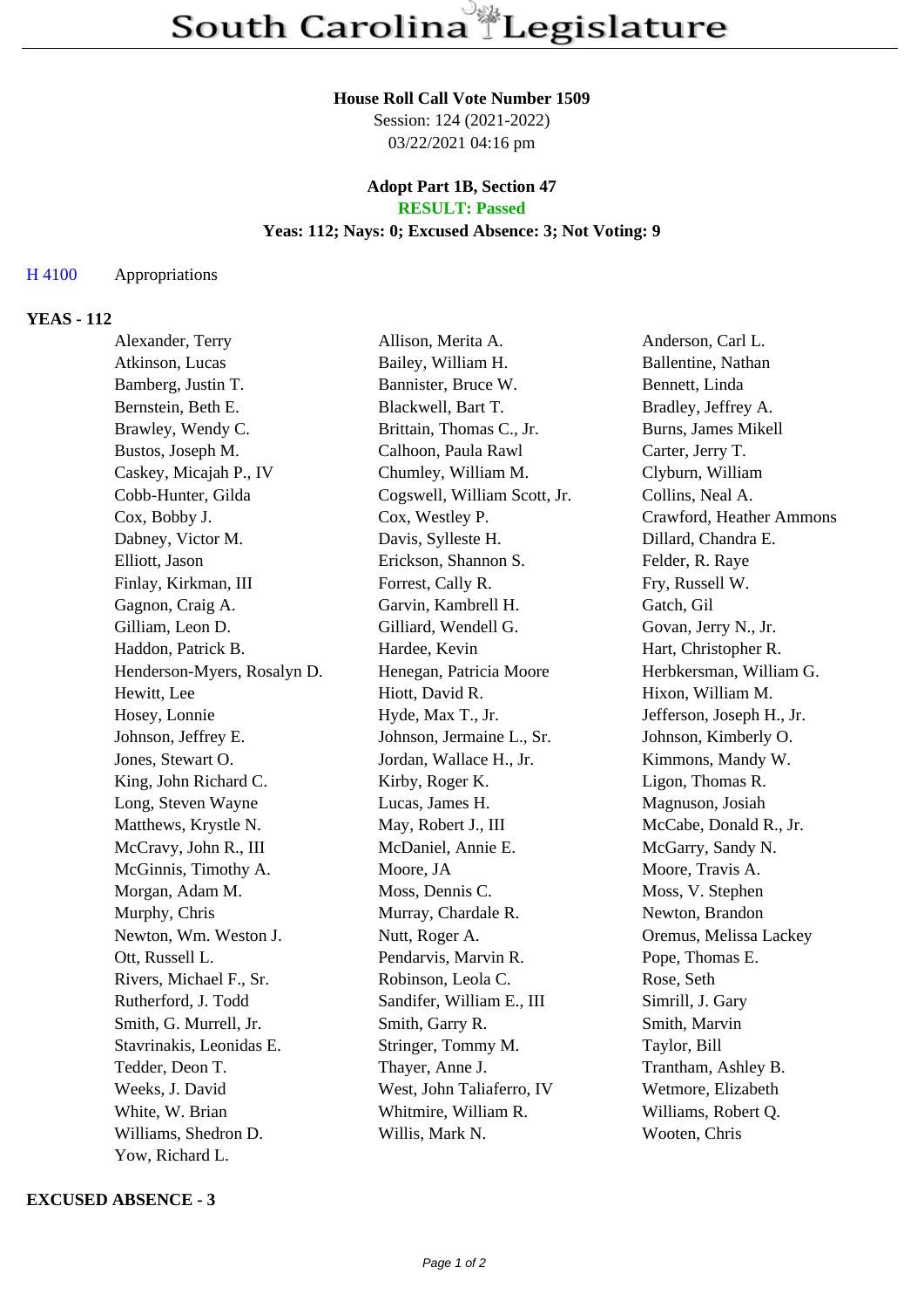# South Carolina Legislature

**House Roll Call Vote Number 1509**
Session: 124 (2021-2022)
03/22/2021 04:16 pm

**Adopt Part 1B, Section 47**
**RESULT: Passed**
**Yeas: 112; Nays: 0; Excused Absence: 3; Not Voting: 9**

H 4100 Appropriations

**YEAS - 112**

| | | |
|---|---|---|
| Alexander, Terry | Allison, Merita A. | Anderson, Carl L. |
| Atkinson, Lucas | Bailey, William H. | Ballentine, Nathan |
| Bamberg, Justin T. | Bannister, Bruce W. | Bennett, Linda |
| Bernstein, Beth E. | Blackwell, Bart T. | Bradley, Jeffrey A. |
| Brawley, Wendy C. | Brittain, Thomas C., Jr. | Burns, James Mikell |
| Bustos, Joseph M. | Calhoon, Paula Rawl | Carter, Jerry T. |
| Caskey, Micajah P., IV | Chumley, William M. | Clyburn, William |
| Cobb-Hunter, Gilda | Cogswell, William Scott, Jr. | Collins, Neal A. |
| Cox, Bobby J. | Cox, Westley P. | Crawford, Heather Ammons |
| Dabney, Victor M. | Davis, Sylleste H. | Dillard, Chandra E. |
| Elliott, Jason | Erickson, Shannon S. | Felder, R. Raye |
| Finlay, Kirkman, III | Forrest, Cally R. | Fry, Russell W. |
| Gagnon, Craig A. | Garvin, Kambrell H. | Gatch, Gil |
| Gilliam, Leon D. | Gilliard, Wendell G. | Govan, Jerry N., Jr. |
| Haddon, Patrick B. | Hardee, Kevin | Hart, Christopher R. |
| Henderson-Myers, Rosalyn D. | Henegan, Patricia Moore | Herbkersman, William G. |
| Hewitt, Lee | Hiott, David R. | Hixon, William M. |
| Hosey, Lonnie | Hyde, Max T., Jr. | Jefferson, Joseph H., Jr. |
| Johnson, Jeffrey E. | Johnson, Jermaine L., Sr. | Johnson, Kimberly O. |
| Jones, Stewart O. | Jordan, Wallace H., Jr. | Kimmons, Mandy W. |
| King, John Richard C. | Kirby, Roger K. | Ligon, Thomas R. |
| Long, Steven Wayne | Lucas, James H. | Magnuson, Josiah |
| Matthews, Krystle N. | May, Robert J., III | McCabe, Donald R., Jr. |
| McCravy, John R., III | McDaniel, Annie E. | McGarry, Sandy N. |
| McGinnis, Timothy A. | Moore, JA | Moore, Travis A. |
| Morgan, Adam M. | Moss, Dennis C. | Moss, V. Stephen |
| Murphy, Chris | Murray, Chardale R. | Newton, Brandon |
| Newton, Wm. Weston J. | Nutt, Roger A. | Oremus, Melissa Lackey |
| Ott, Russell L. | Pendarvis, Marvin R. | Pope, Thomas E. |
| Rivers, Michael F., Sr. | Robinson, Leola C. | Rose, Seth |
| Rutherford, J. Todd | Sandifer, William E., III | Simrill, J. Gary |
| Smith, G. Murrell, Jr. | Smith, Garry R. | Smith, Marvin |
| Stavrinakis, Leonidas E. | Stringer, Tommy M. | Taylor, Bill |
| Tedder, Deon T. | Thayer, Anne J. | Trantham, Ashley B. |
| Weeks, J. David | West, John Taliaferro, IV | Wetmore, Elizabeth |
| White, W. Brian | Whitmire, William R. | Williams, Robert Q. |
| Williams, Shedron D. | Willis, Mark N. | Wooten, Chris |
| Yow, Richard L. | | |

**EXCUSED ABSENCE - 3**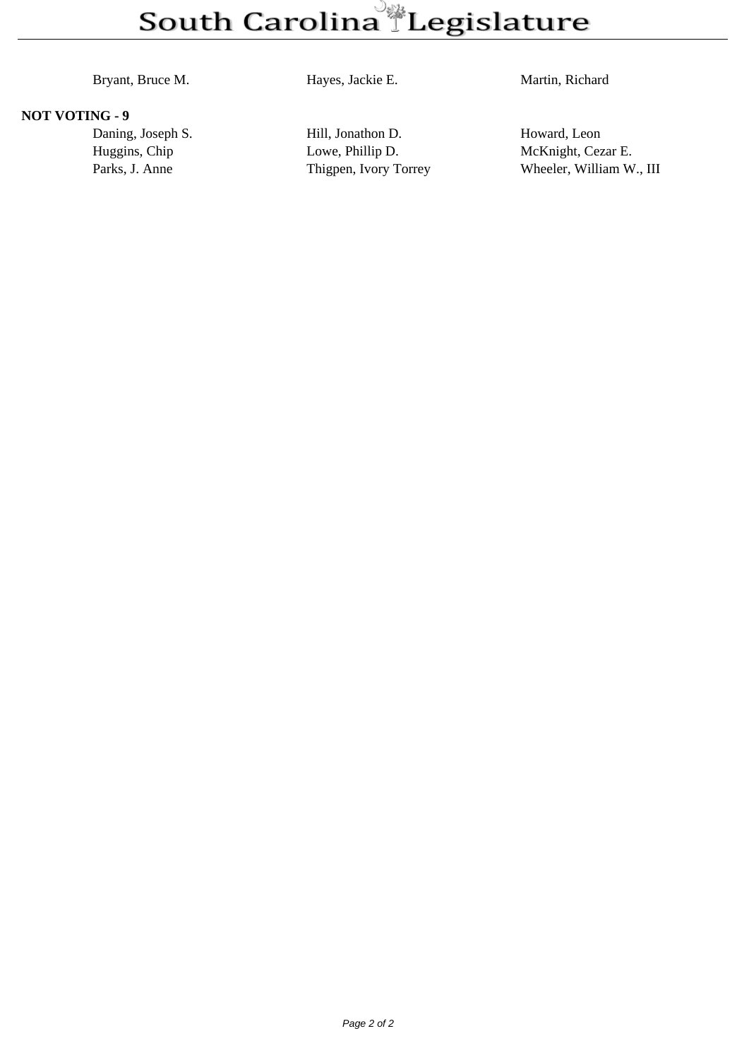| | | |
|---|---|---|
| Bryant, Bruce M. | Hayes, Jackie E. | Martin, Richard |

**NOT VOTING - 9**

| | | |
|---|---|---|
| Daning, Joseph S. | Hill, Jonathon D. | Howard, Leon |
| Huggins, Chip | Lowe, Phillip D. | McKnight, Cezar E. |
| Parks, J. Anne | Thigpen, Ivory Torrey | Wheeler, William W., III |